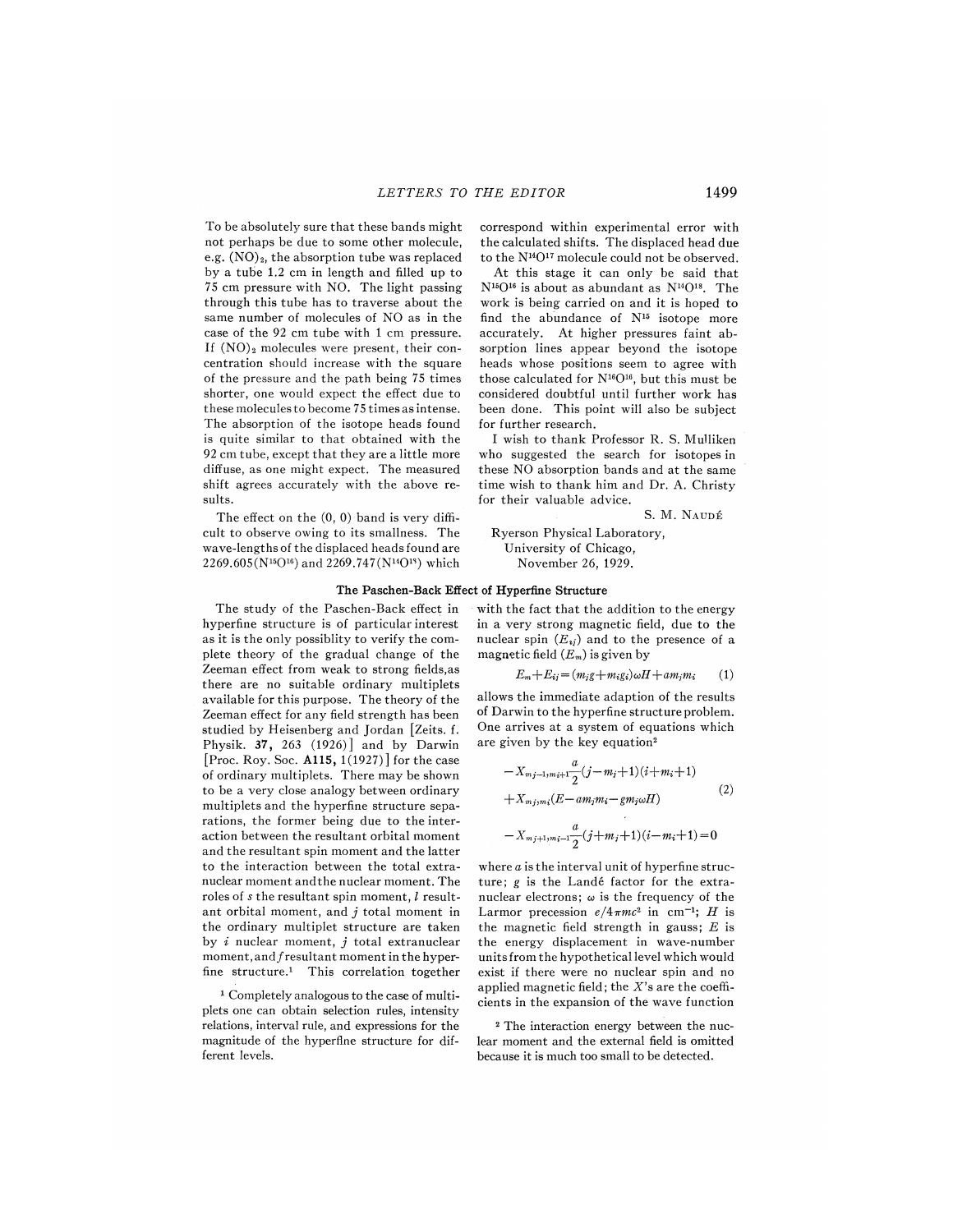To be absolutely sure that these bands might not perhaps be due to some other molecule, e.g. $(NO)_2$, the absorption tube was replaced by a tube 1.2 cm in length and filled up to 75 cm pressure with NO. The light passing through this tube has to traverse about the same number of molecules of NO as in the case of the 92 cm tube with 1 cm pressure. If $(NO)_2$ molecules were present, their concentration should increase with the square of the pressure and the path being 75 times shorter, one would expect the effect due to these molecules to become 75 times as intense. The absorption of the isotope heads found is quite similar to that obtained with the 92 cm tube, except that they are a little more diffuse, as one might expect. The measured shift agrees accurately with the above results.

The effect on the (0, 0) band is very difficult to observe owing to its smallness. The wave-lengths of the displaced heads found are 2269.605($N^{15}O^{16}$) and 2269.747($N^{14}O^{18}$) which correspond within experimental error with the calculated shifts. The displaced head due to the $N^{14}O^{17}$ molecule could not be observed.

At this stage it can only be said that $N^{15}O^{16}$ is about as abundant as $N^{14}O^{18}$. The work is being carried on and it is hoped to find the abundance of $N^{15}$ isotope more accurately. At higher pressures faint absorption lines appear beyond the isotope heads whose positions seem to agree with those calculated for $N^{16}O^{16}$, but this must be considered doubtful until further work has been done. This point will also be subject for further research.

I wish to thank Professor R. S. Mulliken who suggested the search for isotopes in these NO absorption bands and at the same time wish to thank him and Dr. A. Christy for their valuable advice.

S. M. Naudé

Ryerson Physical Laboratory,
University of Chicago,
November 26, 1929.

## The Paschen-Back Effect of Hyperfine Structure

The study of the Paschen-Back effect in hyperfine structure is of particular interest as it is the only possiblity to verify the complete theory of the gradual change of the Zeeman effect from weak to strong fields, as there are no suitable ordinary multiplets available for this purpose. The theory of the Zeeman effect for any field strength has been studied by Heisenberg and Jordan [Zeits. f. Physik. **37**, 263 (1926)] and by Darwin [Proc. Roy. Soc. **A115**, 1(1927)] for the case of ordinary multiplets. There may be shown to be a very close analogy between ordinary multiplets and the hyperfine structure separations, the former being due to the interaction between the resultant orbital moment and the resultant spin moment and the latter to the interaction between the total extranuclear moment and the nuclear moment. The roles of $s$ the resultant spin moment, $l$ resultant orbital moment, and $j$ total moment in the ordinary multiplet structure are taken by $i$ nuclear moment, $j$ total extranuclear moment, and $f$ resultant moment in the hyperfine structure.[1] This correlation together with the fact that the addition to the energy in a very strong magnetic field, due to the nuclear spin ($E_{ij}$) and to the presence of a magnetic field ($E_m$) is given by

$$E_m + E_{ij} = (m_j g + m_i g_i)\omega H + a m_j m_i \qquad (1)$$

allows the immediate adaption of the results of Darwin to the hyperfine structure problem. One arrives at a system of equations which are given by the key equation[2]

$$\begin{aligned} &-X_{m_j-1,m_i+1}\frac{a}{2}(j-m_j+1)(i+m_i+1) \\ &+X_{m_j,m_i}(E-am_jm_i-gm_j\omega H) \\ &-X_{m_j+1,m_i-1}\frac{a}{2}(j+m_j+1)(i-m_i+1)=0 \end{aligned} \qquad (2)$$

where $a$ is the interval unit of hyperfine structure; $g$ is the Landé factor for the extranuclear electrons; $\omega$ is the frequency of the Larmor precession $e/4\pi mc^2$ in $\text{cm}^{-1}$; $H$ is the magnetic field strength in gauss; $E$ is the energy displacement in wave-number units from the hypothetical level which would exist if there were no nuclear spin and no applied magnetic field; the $X$'s are the coefficients in the expansion of the wave function

[1] Completely analogous to the case of multiplets one can obtain selection rules, intensity relations, interval rule, and expressions for the magnitude of the hyperfine structure for different levels.

[2] The interaction energy between the nuclear moment and the external field is omitted because it is much too small to be detected.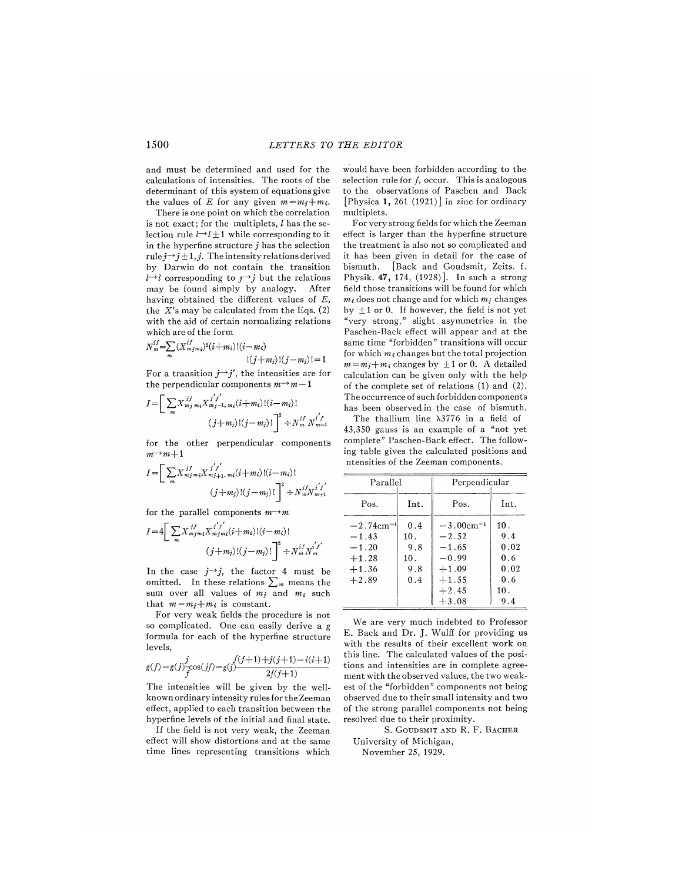and must be determined and used for the calculations of intensities. The roots of the determinant of this system of equations give the values of $E$ for any given $m = m_j + m_i$.

There is one point on which the correlation is not exact; for the multiplets, $l$ has the selection rule $l \to l \pm 1$ while corresponding to it in the hyperfine structure $j$ has the selection rule $j \to j \pm 1, j$. The intensity relations derived by Darwin do not contain the transition $l \to l$ corresponding to $j \to j$ but the relations may be found simply by analogy. After having obtained the different values of $E$, the $X$'s may be calculated from the Eqs. (2) with the aid of certain normalizing relations which are of the form

$$N_m^{jf} = \sum_m (X_{m_j m_i}^{jf})^2 (i+m_i)!(i-m_i)!(j+m_j)!(j-m_j)! = 1$$

For a transition $j \to j'$, the intensities are for the perpendicular components $m \to m-1$

$$I = \left[ \sum_m X_{m_j m_i}^{jf} X_{m_j-1, m_i}^{j'f'} (i+m_i)!(i-m_i)!(j+m_j)!(j-m_j)! \right]^2 \div N_m^{jf} N_{m-1}^{j'f'}$$

for the other perpendicular components $m \to m+1$

$$I = \left[ \sum_m X_{m_j m_i}^{jf} X_{m_j+1, m_i}^{j'f'} (i+m_i)!(i-m_i)!(j+m_j)!(j-m_j)! \right]^2 \div N_m^{jf} N_{m+1}^{j'f'}$$

for the parallel components $m \to m$

$$I = 4 \left[ \sum_m X_{m_j m_i}^{jf} X_{m_j m_i}^{j'f'} (i+m_i)!(i-m_i)!(j+m_j)!(j-m_j)! \right]^2 \div N_m^{jf} N_m^{j'f'}$$

In the case $j \to j$, the factor 4 must be omitted. In these relations $\sum_m$ means the sum over all values of $m_j$ and $m_i$ such that $m = m_j + m_i$ is constant.

For very weak fields the procedure is not so complicated. One can easily derive a $g$ formula for each of the hyperfine structure levels,

$$g(f) = g(j)\frac{j}{f}\cos(jf) = g(j)\frac{f(f+1)+j(j+1)-i(i+1)}{2f(f+1)}$$

The intensities will be given by the well-known ordinary intensity rules for the Zeeman effect, applied to each transition between the hyperfine levels of the initial and final state.

If the field is not very weak, the Zeeman effect will show distortions and at the same time lines representing transitions which would have been forbidden according to the selection rule for $f$, occur. This is analogous to the observations of Paschen and Back [Physica **1**, 261 (1921)] in zinc for ordinary multiplets.

For very strong fields for which the Zeeman effect is larger than the hyperfine structure the treatment is also not so complicated and it has been given in detail for the case of bismuth. [Back and Goudsmit, Zeits. f. Physik. **47**, 174, (1928)]. In such a strong field those transitions will be found for which $m_i$ does not change and for which $m_j$ changes by $\pm 1$ or 0. If however, the field is not yet "very strong," slight asymmetries in the Paschen-Back effect will appear and at the same time "forbidden" transitions will occur for which $m_i$ changes but the total projection $m = m_j + m_i$ changes by $\pm 1$ or 0. A detailed calculation can be given only with the help of the complete set of relations (1) and (2). The occurrence of such forbidden components has been observed in the case of bismuth.

The thallium line $\lambda 3776$ in a field of 43,350 gauss is an example of a "not yet complete" Paschen-Back effect. The following table gives the calculated positions and ntensities of the Zeeman components.

| Parallel | | Perpendicular | |
|---|---|---|---|
| Pos. | Int. | Pos. | Int. |
| $-2.74\text{cm}^{-1}$ | 0.4 | $-3.00\text{cm}^{-1}$ | 10. |
| $-1.43$ | 10. | $-2.52$ | 9.4 |
| $-1.20$ | 9.8 | $-1.65$ | 0.02 |
| $+1.28$ | 10. | $-0.99$ | 0.6 |
| $+1.36$ | 9.8 | $+1.09$ | 0.02 |
| $+2.89$ | 0.4 | $+1.55$ | 0.6 |
| | | $+2.45$ | 10. |
| | | $+3.08$ | 9.4 |

We are very much indebted to Professor E. Back and Dr. J. Wulff for providing us with the results of their excellent work on this line. The calculated values of the positions and intensities are in complete agreement with the observed values, the two weakest of the "forbidden" components not being observed due to their small intensity and two of the strong parallel components not being resolved due to their proximity.

S. Goudsmit and R. F. Bacher

University of Michigan,
November 25, 1929.